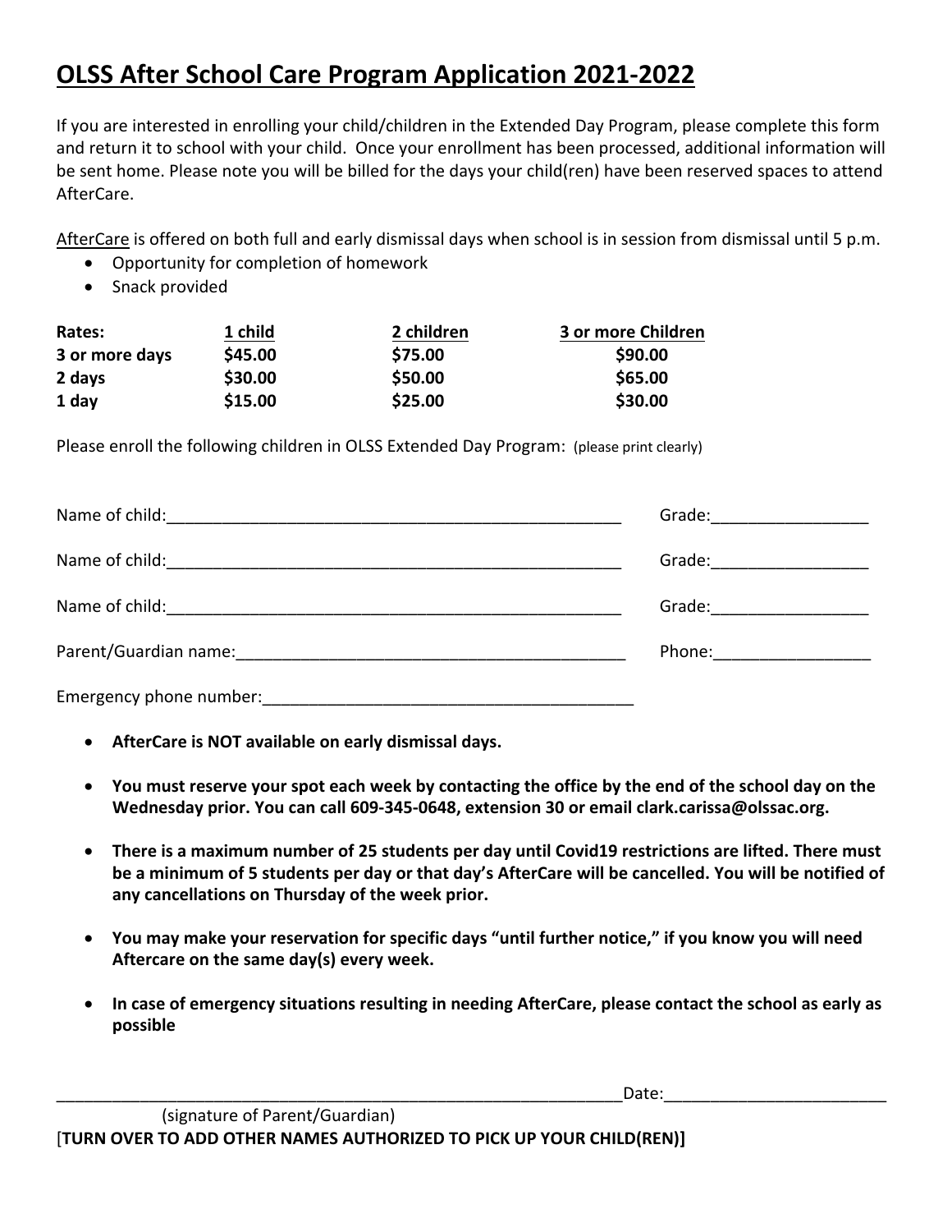# OLSS After School Care Program Application 2021-2022

If you are interested in enrolling your child/children in the Extended Day Program, please complete this form and return it to school with your child. Once your enrollment has been processed, additional information will be sent home. Please note you will be billed for the days your child(ren) have been reserved spaces to attend AfterCare.

AfterCare is offered on both full and early dismissal days when school is in session from dismissal until 5 p.m.

- Opportunity for completion of homework
- Snack provided

| Rates: | 1 child | 2 children | 3 or more Children |
|---|---|---|---|
| **3 or more days** | **$45.00** | **$75.00** | **$90.00** |
| **2 days** | **$30.00** | **$50.00** | **$65.00** |
| **1 day** | **$15.00** | **$25.00** | **$30.00** |

Please enroll the following children in OLSS Extended Day Program: (please print clearly)

Name of child:\_\_\_\_\_\_\_\_\_\_\_\_\_\_\_\_\_\_\_\_\_\_\_\_\_\_\_\_\_\_\_\_\_\_\_\_\_\_\_\_\_\_\_\_\_\_\_\_ Grade:\_\_\_\_\_\_\_\_\_\_\_\_\_\_\_\_\_

Name of child:\_\_\_\_\_\_\_\_\_\_\_\_\_\_\_\_\_\_\_\_\_\_\_\_\_\_\_\_\_\_\_\_\_\_\_\_\_\_\_\_\_\_\_\_\_\_\_\_ Grade:\_\_\_\_\_\_\_\_\_\_\_\_\_\_\_\_\_

Name of child:\_\_\_\_\_\_\_\_\_\_\_\_\_\_\_\_\_\_\_\_\_\_\_\_\_\_\_\_\_\_\_\_\_\_\_\_\_\_\_\_\_\_\_\_\_\_\_\_ Grade:\_\_\_\_\_\_\_\_\_\_\_\_\_\_\_\_\_

Parent/Guardian name:\_\_\_\_\_\_\_\_\_\_\_\_\_\_\_\_\_\_\_\_\_\_\_\_\_\_\_\_\_\_\_\_\_\_\_\_\_\_\_\_\_\_ Phone:\_\_\_\_\_\_\_\_\_\_\_\_\_\_\_\_\_

Emergency phone number:\_\_\_\_\_\_\_\_\_\_\_\_\_\_\_\_\_\_\_\_\_\_\_\_\_\_\_\_\_\_\_\_\_\_\_\_\_\_\_\_

- **AfterCare is NOT available on early dismissal days.**
- **You must reserve your spot each week by contacting the office by the end of the school day on the Wednesday prior. You can call 609-345-0648, extension 30 or email clark.carissa@olssac.org.**
- **There is a maximum number of 25 students per day until Covid19 restrictions are lifted. There must be a minimum of 5 students per day or that day's AfterCare will be cancelled. You will be notified of any cancellations on Thursday of the week prior.**
- **You may make your reservation for specific days "until further notice," if you know you will need Aftercare on the same day(s) every week.**
- **In case of emergency situations resulting in needing AfterCare, please contact the school as early as possible**

\_\_\_\_\_\_\_\_\_\_\_\_\_\_\_\_\_\_\_\_\_\_\_\_\_\_\_\_\_\_\_\_\_\_\_\_\_\_\_\_\_\_\_\_\_\_\_\_\_\_\_\_\_\_\_\_\_\_\_\_Date:\_\_\_\_\_\_\_\_\_\_\_\_\_\_\_\_\_\_\_\_\_\_\_\_

(signature of Parent/Guardian)

[**TURN OVER TO ADD OTHER NAMES AUTHORIZED TO PICK UP YOUR CHILD(REN)]**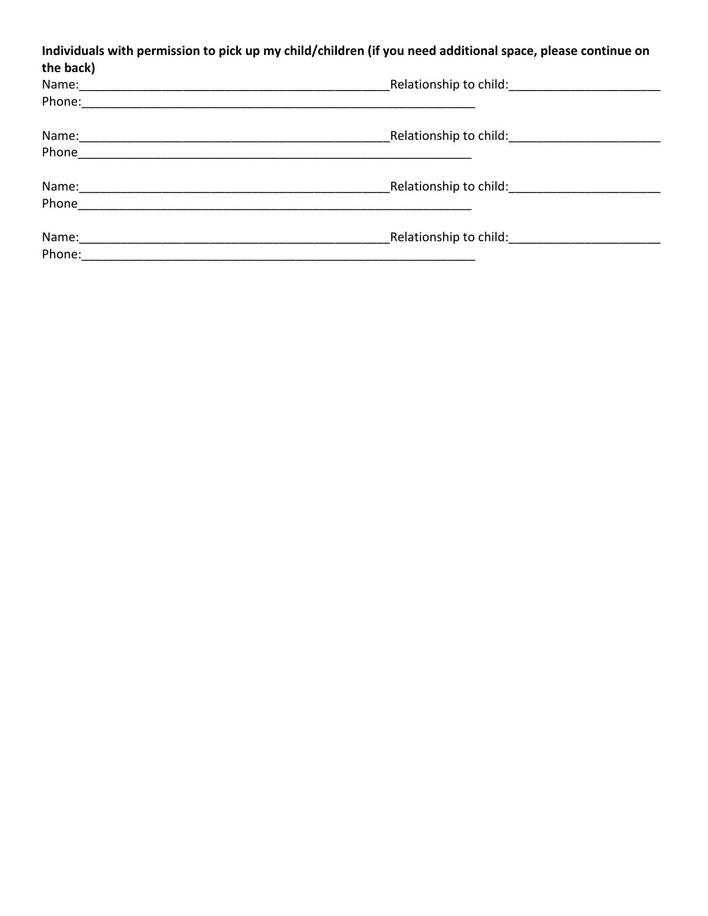**Individuals with permission to pick up my child/children (if you need additional space, please continue on the back)**

Name:_______________________________________________Relationship to child:______________________
Phone:____________________________________________________________

Name:_______________________________________________Relationship to child:______________________
Phone____________________________________________________________

Name:_______________________________________________Relationship to child:______________________
Phone____________________________________________________________

Name:_______________________________________________Relationship to child:______________________
Phone:____________________________________________________________